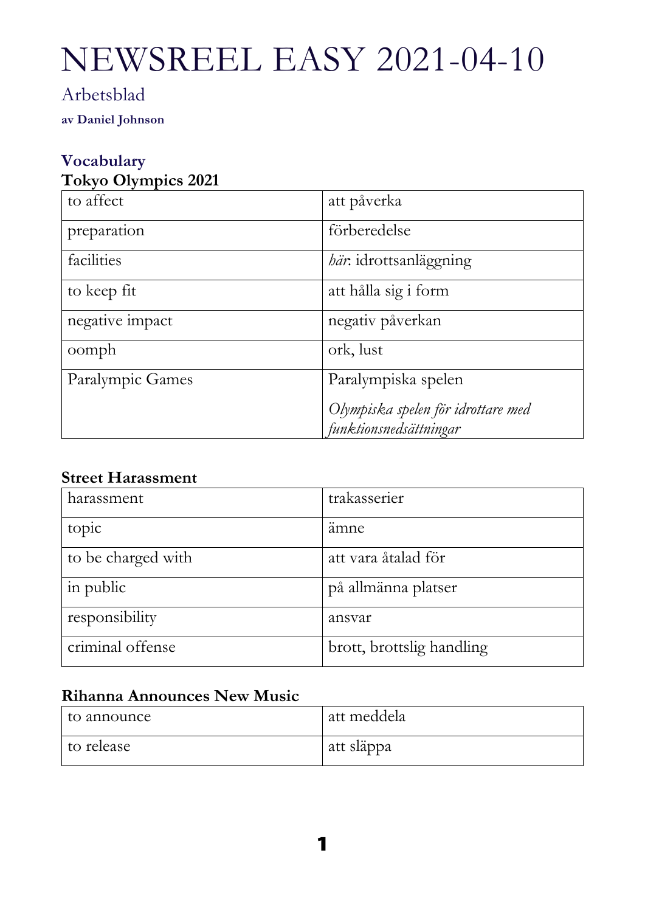# NEWSREEL EASY 2021-04-10

## Arbetsblad

**av Daniel Johnson**

### Vocabulary

#### Tokyo Olympics 2021

| | |
|---|---|
| to affect | att påverka |
| preparation | förberedelse |
| facilities | *här*: idrottsanläggning |
| to keep fit | att hålla sig i form |
| negative impact | negativ påverkan |
| oomph | ork, lust |
| Paralympic Games | Paralympiska spelen<br>*Olympiska spelen för idrottare med funktionsnedsättningar* |

#### Street Harassment

| | |
|---|---|
| harassment | trakasserier |
| topic | ämne |
| to be charged with | att vara åtalad för |
| in public | på allmänna platser |
| responsibility | ansvar |
| criminal offense | brott, brottslig handling |

#### Rihanna Announces New Music

| | |
|---|---|
| to announce | att meddela |
| to release | att släppa |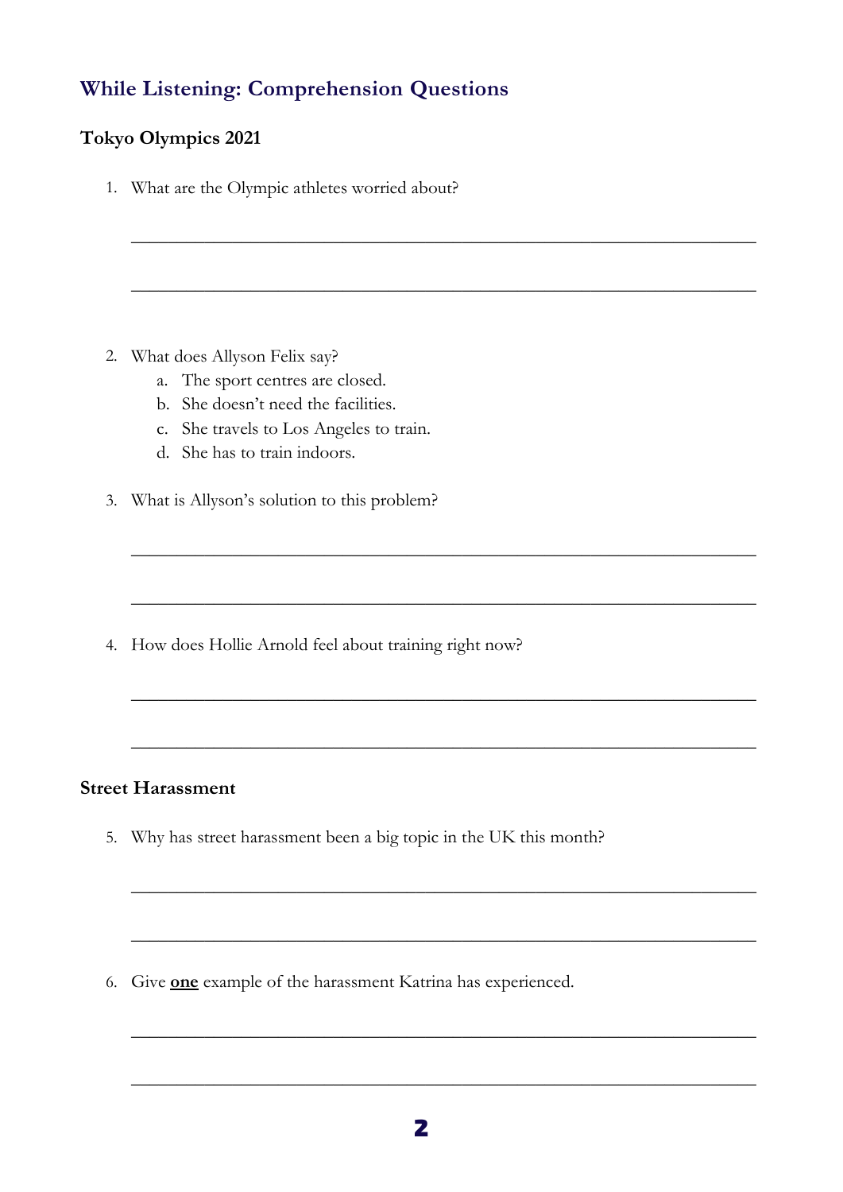## While Listening: Comprehension Questions

### Tokyo Olympics 2021

1. What are the Olympic athletes worried about?

______________________________________________________________________

______________________________________________________________________

2. What does Allyson Felix say?
    a. The sport centres are closed.
    b. She doesn't need the facilities.
    c. She travels to Los Angeles to train.
    d. She has to train indoors.

3. What is Allyson's solution to this problem?

______________________________________________________________________

______________________________________________________________________

4. How does Hollie Arnold feel about training right now?

______________________________________________________________________

______________________________________________________________________

### Street Harassment

5. Why has street harassment been a big topic in the UK this month?

______________________________________________________________________

______________________________________________________________________

6. Give **one** example of the harassment Katrina has experienced.

______________________________________________________________________

______________________________________________________________________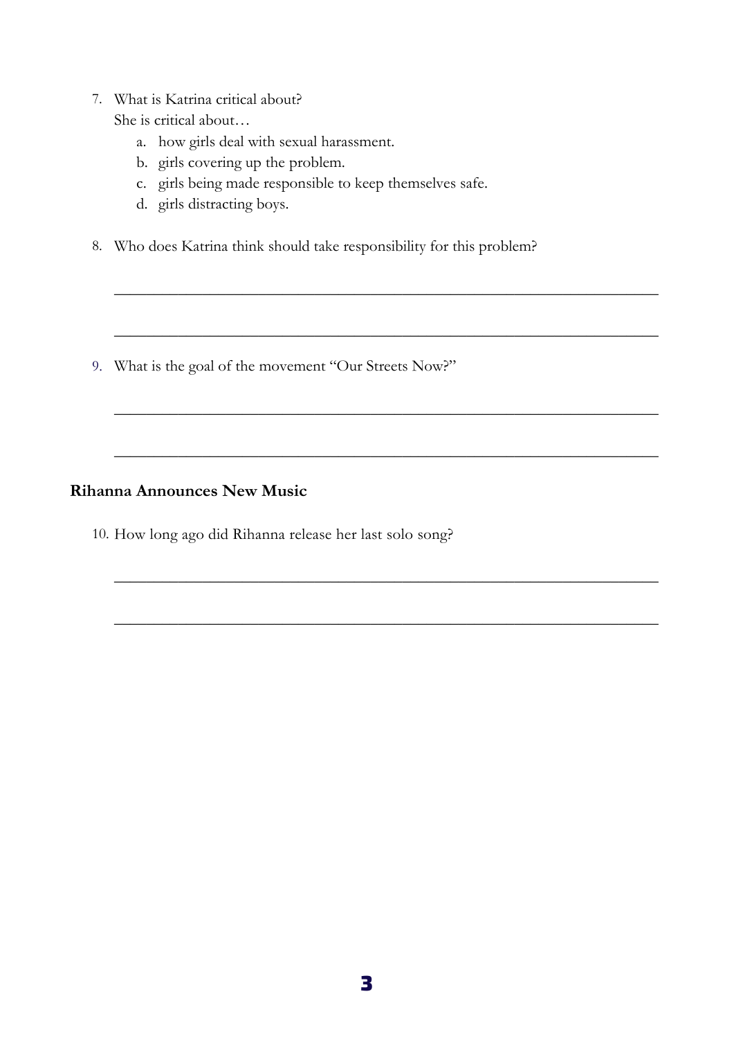7. What is Katrina critical about?
   She is critical about…
   a. how girls deal with sexual harassment.
   b. girls covering up the problem.
   c. girls being made responsible to keep themselves safe.
   d. girls distracting boys.

8. Who does Katrina think should take responsibility for this problem?

   ______________________________________________________________________

   ______________________________________________________________________

9. What is the goal of the movement "Our Streets Now?"

   ______________________________________________________________________

   ______________________________________________________________________

### Rihanna Announces New Music

10. How long ago did Rihanna release her last solo song?

   ______________________________________________________________________

   ______________________________________________________________________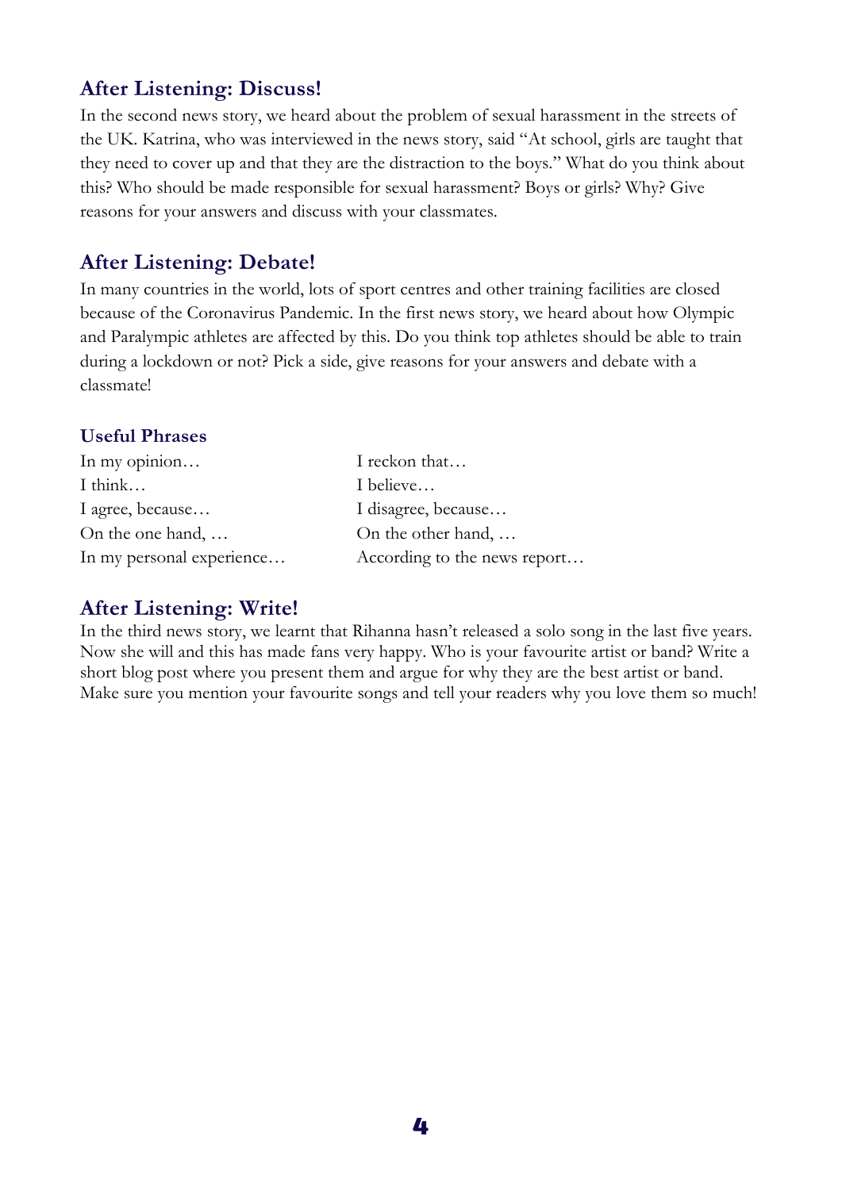## After Listening: Discuss!

In the second news story, we heard about the problem of sexual harassment in the streets of the UK. Katrina, who was interviewed in the news story, said "At school, girls are taught that they need to cover up and that they are the distraction to the boys." What do you think about this? Who should be made responsible for sexual harassment? Boys or girls? Why? Give reasons for your answers and discuss with your classmates.

## After Listening: Debate!

In many countries in the world, lots of sport centres and other training facilities are closed because of the Coronavirus Pandemic. In the first news story, we heard about how Olympic and Paralympic athletes are affected by this. Do you think top athletes should be able to train during a lockdown or not? Pick a side, give reasons for your answers and debate with a classmate!

### Useful Phrases

| | |
|---|---|
| In my opinion… | I reckon that… |
| I think… | I believe… |
| I agree, because… | I disagree, because… |
| On the one hand, … | On the other hand, … |
| In my personal experience… | According to the news report… |

## After Listening: Write!

In the third news story, we learnt that Rihanna hasn't released a solo song in the last five years. Now she will and this has made fans very happy. Who is your favourite artist or band? Write a short blog post where you present them and argue for why they are the best artist or band. Make sure you mention your favourite songs and tell your readers why you love them so much!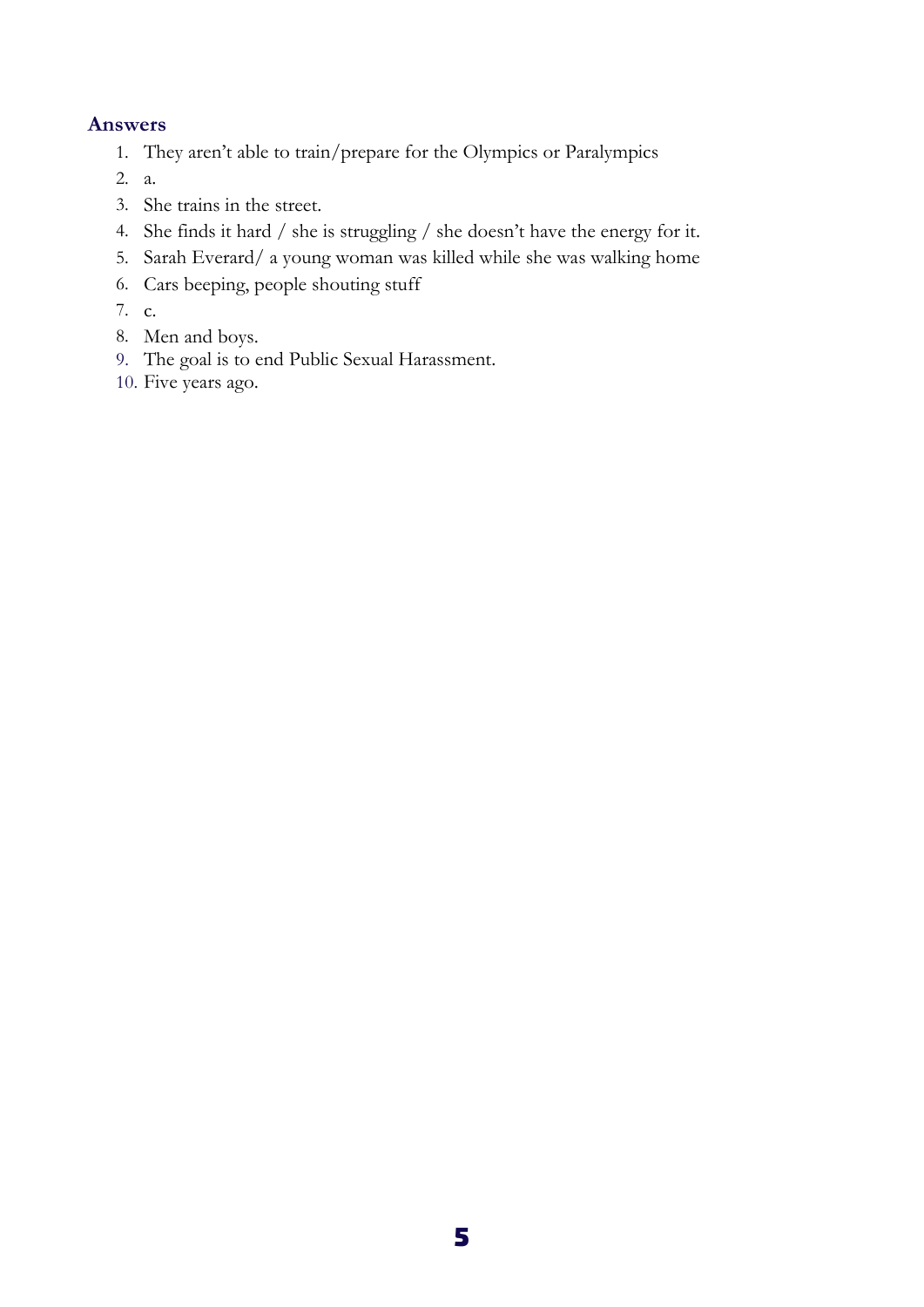## Answers

1. They aren't able to train/prepare for the Olympics or Paralympics
2. a.
3. She trains in the street.
4. She finds it hard / she is struggling / she doesn't have the energy for it.
5. Sarah Everard/ a young woman was killed while she was walking home
6. Cars beeping, people shouting stuff
7. c.
8. Men and boys.
9. The goal is to end Public Sexual Harassment.
10. Five years ago.